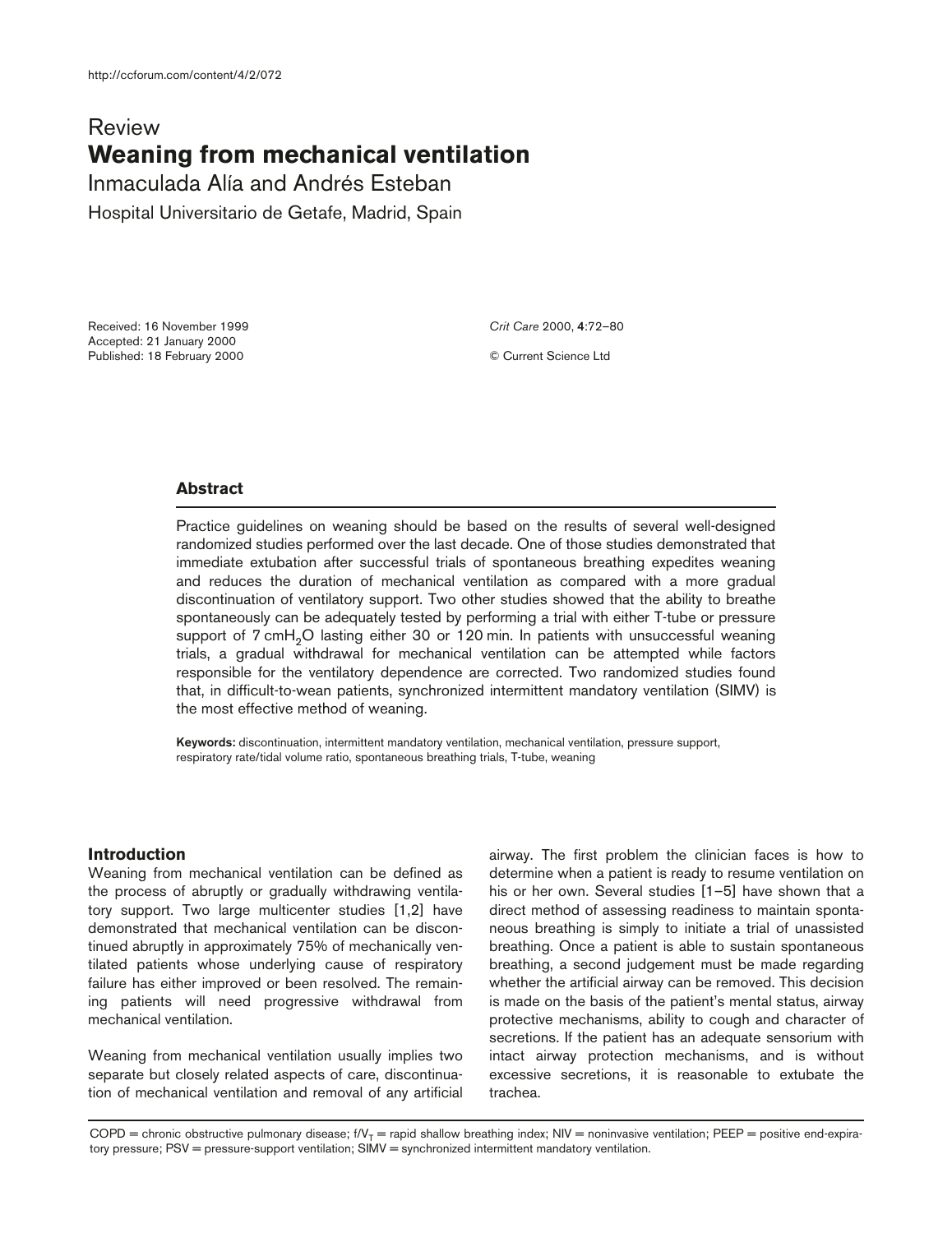http://ccforum.com/content/4/2/072

Review

# Weaning from mechanical ventilation

Inmaculada Alía and Andrés Esteban

Hospital Universitario de Getafe, Madrid, Spain

Received: 16 November 1999
Accepted: 21 January 2000
Published: 18 February 2000

*Crit Care* 2000, **4**:72–80

© Current Science Ltd

## Abstract

Practice guidelines on weaning should be based on the results of several well-designed randomized studies performed over the last decade. One of those studies demonstrated that immediate extubation after successful trials of spontaneous breathing expedites weaning and reduces the duration of mechanical ventilation as compared with a more gradual discontinuation of ventilatory support. Two other studies showed that the ability to breathe spontaneously can be adequately tested by performing a trial with either T-tube or pressure support of 7 $cmH_2O$ lasting either 30 or 120 min. In patients with unsuccessful weaning trials, a gradual withdrawal for mechanical ventilation can be attempted while factors responsible for the ventilatory dependence are corrected. Two randomized studies found that, in difficult-to-wean patients, synchronized intermittent mandatory ventilation (SIMV) is the most effective method of weaning.

**Keywords:** discontinuation, intermittent mandatory ventilation, mechanical ventilation, pressure support, respiratory rate/tidal volume ratio, spontaneous breathing trials, T-tube, weaning

## Introduction

Weaning from mechanical ventilation can be defined as the process of abruptly or gradually withdrawing ventilatory support. Two large multicenter studies [1,2] have demonstrated that mechanical ventilation can be discontinued abruptly in approximately 75% of mechanically ventilated patients whose underlying cause of respiratory failure has either improved or been resolved. The remaining patients will need progressive withdrawal from mechanical ventilation.

Weaning from mechanical ventilation usually implies two separate but closely related aspects of care, discontinuation of mechanical ventilation and removal of any artificial airway. The first problem the clinician faces is how to determine when a patient is ready to resume ventilation on his or her own. Several studies [1–5] have shown that a direct method of assessing readiness to maintain spontaneous breathing is simply to initiate a trial of unassisted breathing. Once a patient is able to sustain spontaneous breathing, a second judgement must be made regarding whether the artificial airway can be removed. This decision is made on the basis of the patient's mental status, airway protective mechanisms, ability to cough and character of secretions. If the patient has an adequate sensorium with intact airway protection mechanisms, and is without excessive secretions, it is reasonable to extubate the trachea.

COPD = chronic obstructive pulmonary disease; $f/V_T$ = rapid shallow breathing index; NIV = noninvasive ventilation; PEEP = positive end-expiratory pressure; PSV = pressure-support ventilation; SIMV = synchronized intermittent mandatory ventilation.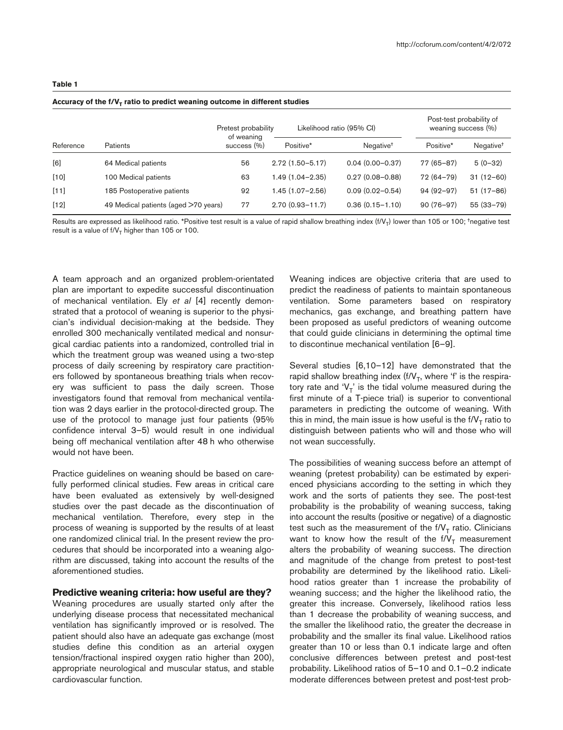**Table 1**

**Accuracy of the $f/V_T$ ratio to predict weaning outcome in different studies**

| Reference | Patients | Pretest probability of weaning success (%) | Likelihood ratio (95% CI) | | Post-test probability of weaning success (%) | |
|---|---|---|---|---|---|---|
| | | | Positive* | Negative† | Positive* | Negative† |
| [6] | 64 Medical patients | 56 | 2.72 (1.50–5.17) | 0.04 (0.00–0.37) | 77 (65–87) | 5 (0–32) |
| [10] | 100 Medical patients | 63 | 1.49 (1.04–2.35) | 0.27 (0.08–0.88) | 72 (64–79) | 31 (12–60) |
| [11] | 185 Postoperative patients | 92 | 1.45 (1.07–2.56) | 0.09 (0.02–0.54) | 94 (92–97) | 51 (17–86) |
| [12] | 49 Medical patients (aged >70 years) | 77 | 2.70 (0.93–11.7) | 0.36 (0.15–1.10) | 90 (76–97) | 55 (33–79) |

Results are expressed as likelihood ratio. *Positive test result is a value of rapid shallow breathing index ($f/V_T$) lower than 105 or 100; †negative test result is a value of $f/V_T$ higher than 105 or 100.

A team approach and an organized problem-orientated plan are important to expedite successful discontinuation of mechanical ventilation. Ely *et al* [4] recently demonstrated that a protocol of weaning is superior to the physician's individual decision-making at the bedside. They enrolled 300 mechanically ventilated medical and nonsurgical cardiac patients into a randomized, controlled trial in which the treatment group was weaned using a two-step process of daily screening by respiratory care practitioners followed by spontaneous breathing trials when recovery was sufficient to pass the daily screen. Those investigators found that removal from mechanical ventilation was 2 days earlier in the protocol-directed group. The use of the protocol to manage just four patients (95% confidence interval 3–5) would result in one individual being off mechanical ventilation after 48 h who otherwise would not have been.

Practice guidelines on weaning should be based on carefully performed clinical studies. Few areas in critical care have been evaluated as extensively by well-designed studies over the past decade as the discontinuation of mechanical ventilation. Therefore, every step in the process of weaning is supported by the results of at least one randomized clinical trial. In the present review the procedures that should be incorporated into a weaning algorithm are discussed, taking into account the results of the aforementioned studies.

## Predictive weaning criteria: how useful are they?

Weaning procedures are usually started only after the underlying disease process that necessitated mechanical ventilation has significantly improved or is resolved. The patient should also have an adequate gas exchange (most studies define this condition as an arterial oxygen tension/fractional inspired oxygen ratio higher than 200), appropriate neurological and muscular status, and stable cardiovascular function.

Weaning indices are objective criteria that are used to predict the readiness of patients to maintain spontaneous ventilation. Some parameters based on respiratory mechanics, gas exchange, and breathing pattern have been proposed as useful predictors of weaning outcome that could guide clinicians in determining the optimal time to discontinue mechanical ventilation [6–9].

Several studies [6,10–12] have demonstrated that the rapid shallow breathing index ($f/V_T$, where 'f' is the respiratory rate and '$V_T$' is the tidal volume measured during the first minute of a T-piece trial) is superior to conventional parameters in predicting the outcome of weaning. With this in mind, the main issue is how useful is the $f/V_T$ ratio to distinguish between patients who will and those who will not wean successfully.

The possibilities of weaning success before an attempt of weaning (pretest probability) can be estimated by experienced physicians according to the setting in which they work and the sorts of patients they see. The post-test probability is the probability of weaning success, taking into account the results (positive or negative) of a diagnostic test such as the measurement of the $f/V_T$ ratio. Clinicians want to know how the result of the $f/V_T$ measurement alters the probability of weaning success. The direction and magnitude of the change from pretest to post-test probability are determined by the likelihood ratio. Likelihood ratios greater than 1 increase the probability of weaning success; and the higher the likelihood ratio, the greater this increase. Conversely, likelihood ratios less than 1 decrease the probability of weaning success, and the smaller the likelihood ratio, the greater the decrease in probability and the smaller its final value. Likelihood ratios greater than 10 or less than 0.1 indicate large and often conclusive differences between pretest and post-test probability. Likelihood ratios of 5–10 and 0.1–0.2 indicate moderate differences between pretest and post-test prob-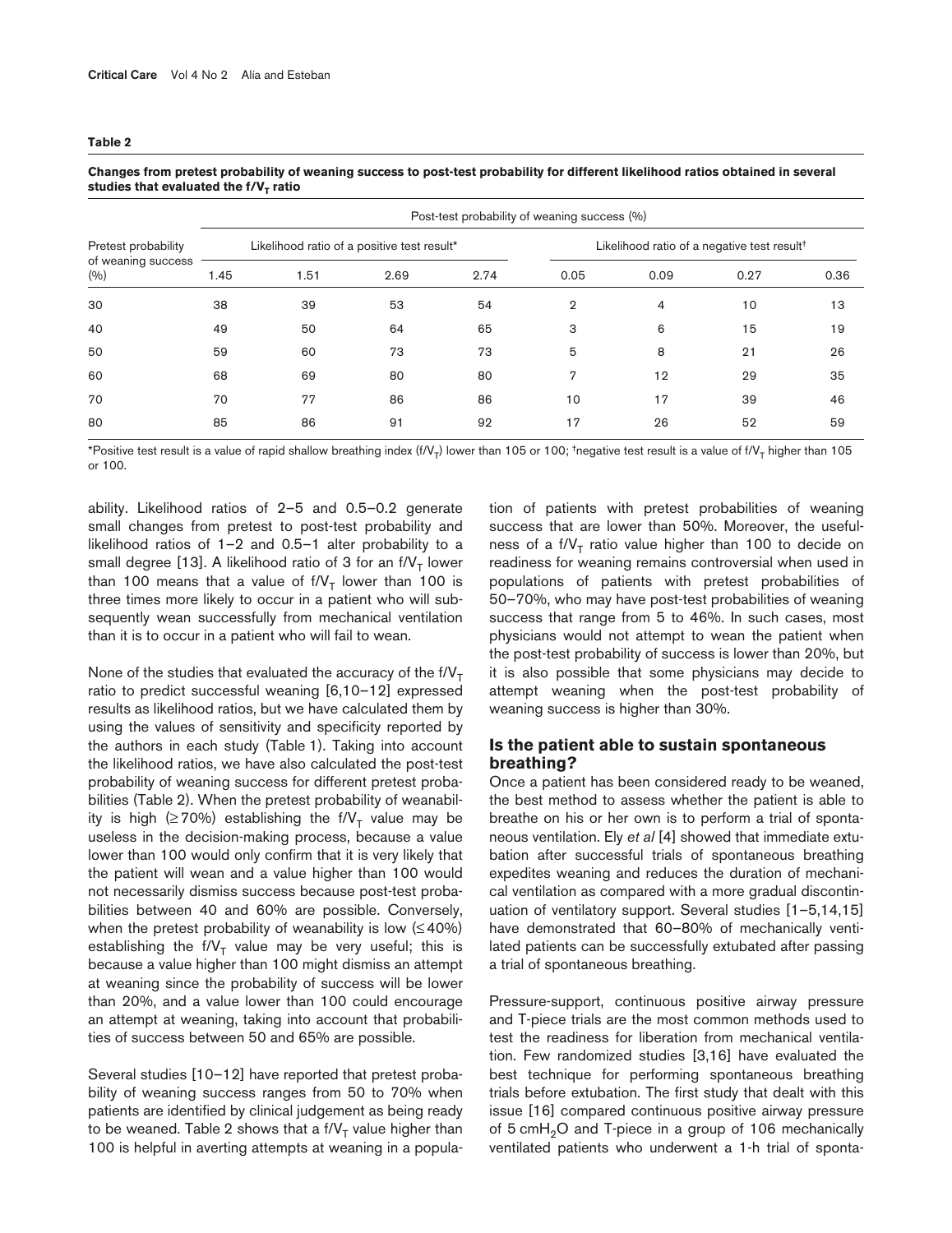**Table 2**

**Changes from pretest probability of weaning success to post-test probability for different likelihood ratios obtained in several studies that evaluated the $f/V_T$ ratio**

| Pretest probability of weaning success (%) | Post-test probability of weaning success (%) | | | | | | | |
|---|---|---|---|---|---|---|---|---|
| | Likelihood ratio of a positive test result* | | | | Likelihood ratio of a negative test result† | | | |
| | 1.45 | 1.51 | 2.69 | 2.74 | 0.05 | 0.09 | 0.27 | 0.36 |
| 30 | 38 | 39 | 53 | 54 | 2 | 4 | 10 | 13 |
| 40 | 49 | 50 | 64 | 65 | 3 | 6 | 15 | 19 |
| 50 | 59 | 60 | 73 | 73 | 5 | 8 | 21 | 26 |
| 60 | 68 | 69 | 80 | 80 | 7 | 12 | 29 | 35 |
| 70 | 70 | 77 | 86 | 86 | 10 | 17 | 39 | 46 |
| 80 | 85 | 86 | 91 | 92 | 17 | 26 | 52 | 59 |

*Positive test result is a value of rapid shallow breathing index ($f/V_T$) lower than 105 or 100; †negative test result is a value of $f/V_T$ higher than 105 or 100.

ability. Likelihood ratios of 2–5 and 0.5–0.2 generate small changes from pretest to post-test probability and likelihood ratios of 1–2 and 0.5–1 alter probability to a small degree [13]. A likelihood ratio of 3 for an $f/V_T$ lower than 100 means that a value of $f/V_T$ lower than 100 is three times more likely to occur in a patient who will subsequently wean successfully from mechanical ventilation than it is to occur in a patient who will fail to wean.

None of the studies that evaluated the accuracy of the $f/V_T$ ratio to predict successful weaning [6,10–12] expressed results as likelihood ratios, but we have calculated them by using the values of sensitivity and specificity reported by the authors in each study (Table 1). Taking into account the likelihood ratios, we have also calculated the post-test probability of weaning success for different pretest probabilities (Table 2). When the pretest probability of weanability is high (≥70%) establishing the $f/V_T$ value may be useless in the decision-making process, because a value lower than 100 would only confirm that it is very likely that the patient will wean and a value higher than 100 would not necessarily dismiss success because post-test probabilities between 40 and 60% are possible. Conversely, when the pretest probability of weanability is low (≤40%) establishing the $f/V_T$ value may be very useful; this is because a value higher than 100 might dismiss an attempt at weaning since the probability of success will be lower than 20%, and a value lower than 100 could encourage an attempt at weaning, taking into account that probabilities of success between 50 and 65% are possible.

Several studies [10–12] have reported that pretest probability of weaning success ranges from 50 to 70% when patients are identified by clinical judgement as being ready to be weaned. Table 2 shows that a $f/V_T$ value higher than 100 is helpful in averting attempts at weaning in a population of patients with pretest probabilities of weaning success that are lower than 50%. Moreover, the usefulness of a $f/V_T$ ratio value higher than 100 to decide on readiness for weaning remains controversial when used in populations of patients with pretest probabilities of 50–70%, who may have post-test probabilities of weaning success that range from 5 to 46%. In such cases, most physicians would not attempt to wean the patient when the post-test probability of success is lower than 20%, but it is also possible that some physicians may decide to attempt weaning when the post-test probability of weaning success is higher than 30%.

## Is the patient able to sustain spontaneous breathing?

Once a patient has been considered ready to be weaned, the best method to assess whether the patient is able to breathe on his or her own is to perform a trial of spontaneous ventilation. Ely *et al* [4] showed that immediate extubation after successful trials of spontaneous breathing expedites weaning and reduces the duration of mechanical ventilation as compared with a more gradual discontinuation of ventilatory support. Several studies [1–5,14,15] have demonstrated that 60–80% of mechanically ventilated patients can be successfully extubated after passing a trial of spontaneous breathing.

Pressure-support, continuous positive airway pressure and T-piece trials are the most common methods used to test the readiness for liberation from mechanical ventilation. Few randomized studies [3,16] have evaluated the best technique for performing spontaneous breathing trials before extubation. The first study that dealt with this issue [16] compared continuous positive airway pressure of 5 $cmH_2O$ and T-piece in a group of 106 mechanically ventilated patients who underwent a 1-h trial of sponta-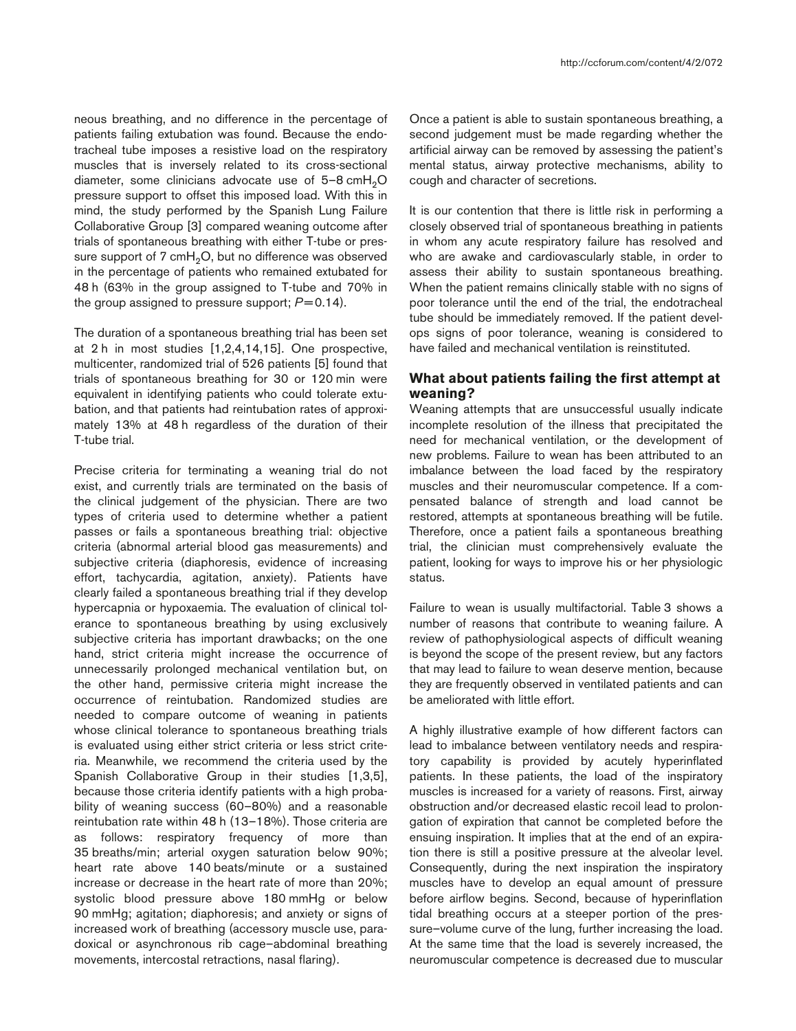neous breathing, and no difference in the percentage of patients failing extubation was found. Because the endotracheal tube imposes a resistive load on the respiratory muscles that is inversely related to its cross-sectional diameter, some clinicians advocate use of 5–8 $cmH_2O$ pressure support to offset this imposed load. With this in mind, the study performed by the Spanish Lung Failure Collaborative Group [3] compared weaning outcome after trials of spontaneous breathing with either T-tube or pressure support of 7 $cmH_2O$, but no difference was observed in the percentage of patients who remained extubated for 48 h (63% in the group assigned to T-tube and 70% in the group assigned to pressure support; $P = 0.14$).

The duration of a spontaneous breathing trial has been set at 2 h in most studies [1,2,4,14,15]. One prospective, multicenter, randomized trial of 526 patients [5] found that trials of spontaneous breathing for 30 or 120 min were equivalent in identifying patients who could tolerate extubation, and that patients had reintubation rates of approximately 13% at 48 h regardless of the duration of their T-tube trial.

Precise criteria for terminating a weaning trial do not exist, and currently trials are terminated on the basis of the clinical judgement of the physician. There are two types of criteria used to determine whether a patient passes or fails a spontaneous breathing trial: objective criteria (abnormal arterial blood gas measurements) and subjective criteria (diaphoresis, evidence of increasing effort, tachycardia, agitation, anxiety). Patients have clearly failed a spontaneous breathing trial if they develop hypercapnia or hypoxaemia. The evaluation of clinical tolerance to spontaneous breathing by using exclusively subjective criteria has important drawbacks; on the one hand, strict criteria might increase the occurrence of unnecessarily prolonged mechanical ventilation but, on the other hand, permissive criteria might increase the occurrence of reintubation. Randomized studies are needed to compare outcome of weaning in patients whose clinical tolerance to spontaneous breathing trials is evaluated using either strict criteria or less strict criteria. Meanwhile, we recommend the criteria used by the Spanish Collaborative Group in their studies [1,3,5], because those criteria identify patients with a high probability of weaning success (60–80%) and a reasonable reintubation rate within 48 h (13–18%). Those criteria are as follows: respiratory frequency of more than 35 breaths/min; arterial oxygen saturation below 90%; heart rate above 140 beats/minute or a sustained increase or decrease in the heart rate of more than 20%; systolic blood pressure above 180 mmHg or below 90 mmHg; agitation; diaphoresis; and anxiety or signs of increased work of breathing (accessory muscle use, paradoxical or asynchronous rib cage–abdominal breathing movements, intercostal retractions, nasal flaring).

Once a patient is able to sustain spontaneous breathing, a second judgement must be made regarding whether the artificial airway can be removed by assessing the patient's mental status, airway protective mechanisms, ability to cough and character of secretions.

It is our contention that there is little risk in performing a closely observed trial of spontaneous breathing in patients in whom any acute respiratory failure has resolved and who are awake and cardiovascularly stable, in order to assess their ability to sustain spontaneous breathing. When the patient remains clinically stable with no signs of poor tolerance until the end of the trial, the endotracheal tube should be immediately removed. If the patient develops signs of poor tolerance, weaning is considered to have failed and mechanical ventilation is reinstituted.

## What about patients failing the first attempt at weaning?

Weaning attempts that are unsuccessful usually indicate incomplete resolution of the illness that precipitated the need for mechanical ventilation, or the development of new problems. Failure to wean has been attributed to an imbalance between the load faced by the respiratory muscles and their neuromuscular competence. If a compensated balance of strength and load cannot be restored, attempts at spontaneous breathing will be futile. Therefore, once a patient fails a spontaneous breathing trial, the clinician must comprehensively evaluate the patient, looking for ways to improve his or her physiologic status.

Failure to wean is usually multifactorial. Table 3 shows a number of reasons that contribute to weaning failure. A review of pathophysiological aspects of difficult weaning is beyond the scope of the present review, but any factors that may lead to failure to wean deserve mention, because they are frequently observed in ventilated patients and can be ameliorated with little effort.

A highly illustrative example of how different factors can lead to imbalance between ventilatory needs and respiratory capability is provided by acutely hyperinflated patients. In these patients, the load of the inspiratory muscles is increased for a variety of reasons. First, airway obstruction and/or decreased elastic recoil lead to prolongation of expiration that cannot be completed before the ensuing inspiration. It implies that at the end of an expiration there is still a positive pressure at the alveolar level. Consequently, during the next inspiration the inspiratory muscles have to develop an equal amount of pressure before airflow begins. Second, because of hyperinflation tidal breathing occurs at a steeper portion of the pressure–volume curve of the lung, further increasing the load. At the same time that the load is severely increased, the neuromuscular competence is decreased due to muscular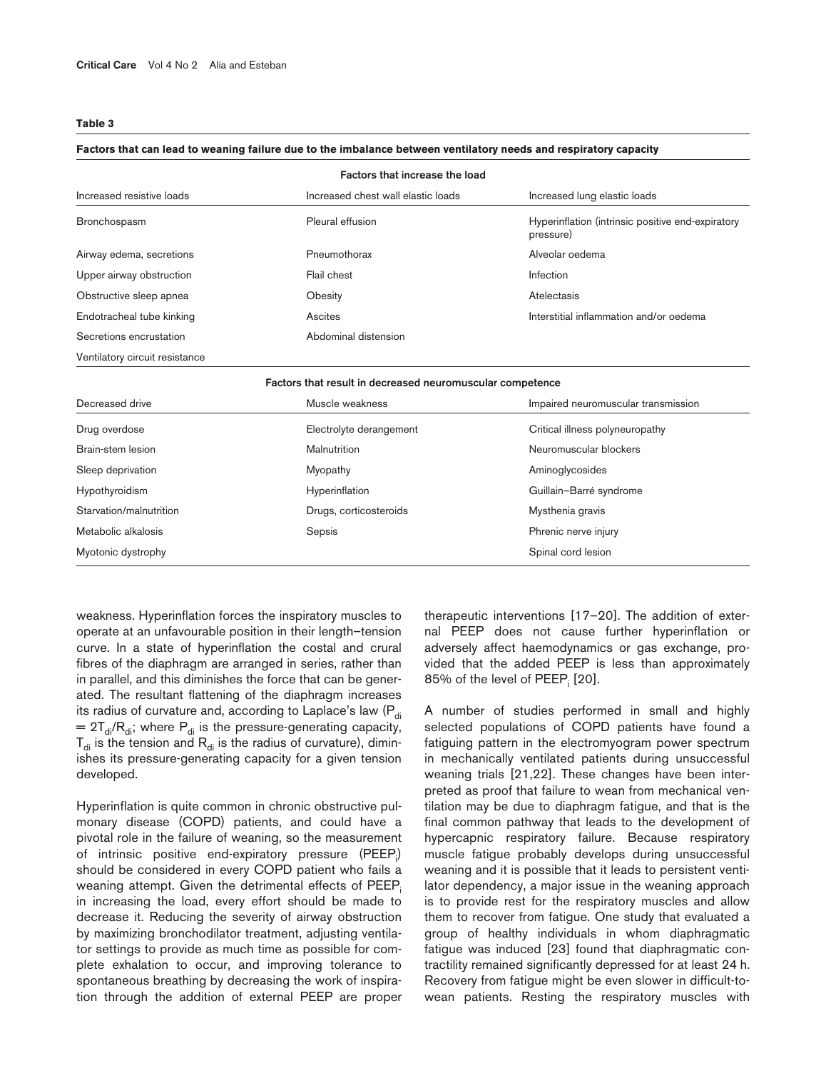**Table 3**

**Factors that can lead to weaning failure due to the imbalance between ventilatory needs and respiratory capacity**

| **Factors that increase the load** | | |
|---|---|---|
| Increased resistive loads | Increased chest wall elastic loads | Increased lung elastic loads |
| Bronchospasm | Pleural effusion | Hyperinflation (intrinsic positive end-expiratory pressure) |
| Airway edema, secretions | Pneumothorax | Alveolar oedema |
| Upper airway obstruction | Flail chest | Infection |
| Obstructive sleep apnea | Obesity | Atelectasis |
| Endotracheal tube kinking | Ascites | Interstitial inflammation and/or oedema |
| Secretions encrustation | Abdominal distension | |
| Ventilatory circuit resistance | | |
| **Factors that result in decreased neuromuscular competence** | | |
| Decreased drive | Muscle weakness | Impaired neuromuscular transmission |
| Drug overdose | Electrolyte derangement | Critical illness polyneuropathy |
| Brain-stem lesion | Malnutrition | Neuromuscular blockers |
| Sleep deprivation | Myopathy | Aminoglycosides |
| Hypothyroidism | Hyperinflation | Guillain–Barré syndrome |
| Starvation/malnutrition | Drugs, corticosteroids | Mysthenia gravis |
| Metabolic alkalosis | Sepsis | Phrenic nerve injury |
| Myotonic dystrophy | | Spinal cord lesion |

weakness. Hyperinflation forces the inspiratory muscles to operate at an unfavourable position in their length–tension curve. In a state of hyperinflation the costal and crural fibres of the diaphragm are arranged in series, rather than in parallel, and this diminishes the force that can be generated. The resultant flattening of the diaphragm increases its radius of curvature and, according to Laplace's law ($P_{di} = 2T_{di}/R_{di}$; where $P_{di}$ is the pressure-generating capacity, $T_{di}$ is the tension and $R_{di}$ is the radius of curvature), diminishes its pressure-generating capacity for a given tension developed.

Hyperinflation is quite common in chronic obstructive pulmonary disease (COPD) patients, and could have a pivotal role in the failure of weaning, so the measurement of intrinsic positive end-expiratory pressure ($PEEP_i$) should be considered in every COPD patient who fails a weaning attempt. Given the detrimental effects of $PEEP_i$ in increasing the load, every effort should be made to decrease it. Reducing the severity of airway obstruction by maximizing bronchodilator treatment, adjusting ventilator settings to provide as much time as possible for complete exhalation to occur, and improving tolerance to spontaneous breathing by decreasing the work of inspiration through the addition of external PEEP are proper therapeutic interventions [17–20]. The addition of external PEEP does not cause further hyperinflation or adversely affect haemodynamics or gas exchange, provided that the added PEEP is less than approximately 85% of the level of $PEEP_i$ [20].

A number of studies performed in small and highly selected populations of COPD patients have found a fatiguing pattern in the electromyogram power spectrum in mechanically ventilated patients during unsuccessful weaning trials [21,22]. These changes have been interpreted as proof that failure to wean from mechanical ventilation may be due to diaphragm fatigue, and that is the final common pathway that leads to the development of hypercapnic respiratory failure. Because respiratory muscle fatigue probably develops during unsuccessful weaning and it is possible that it leads to persistent ventilator dependency, a major issue in the weaning approach is to provide rest for the respiratory muscles and allow them to recover from fatigue. One study that evaluated a group of healthy individuals in whom diaphragmatic fatigue was induced [23] found that diaphragmatic contractility remained significantly depressed for at least 24 h. Recovery from fatigue might be even slower in difficult-to-wean patients. Resting the respiratory muscles with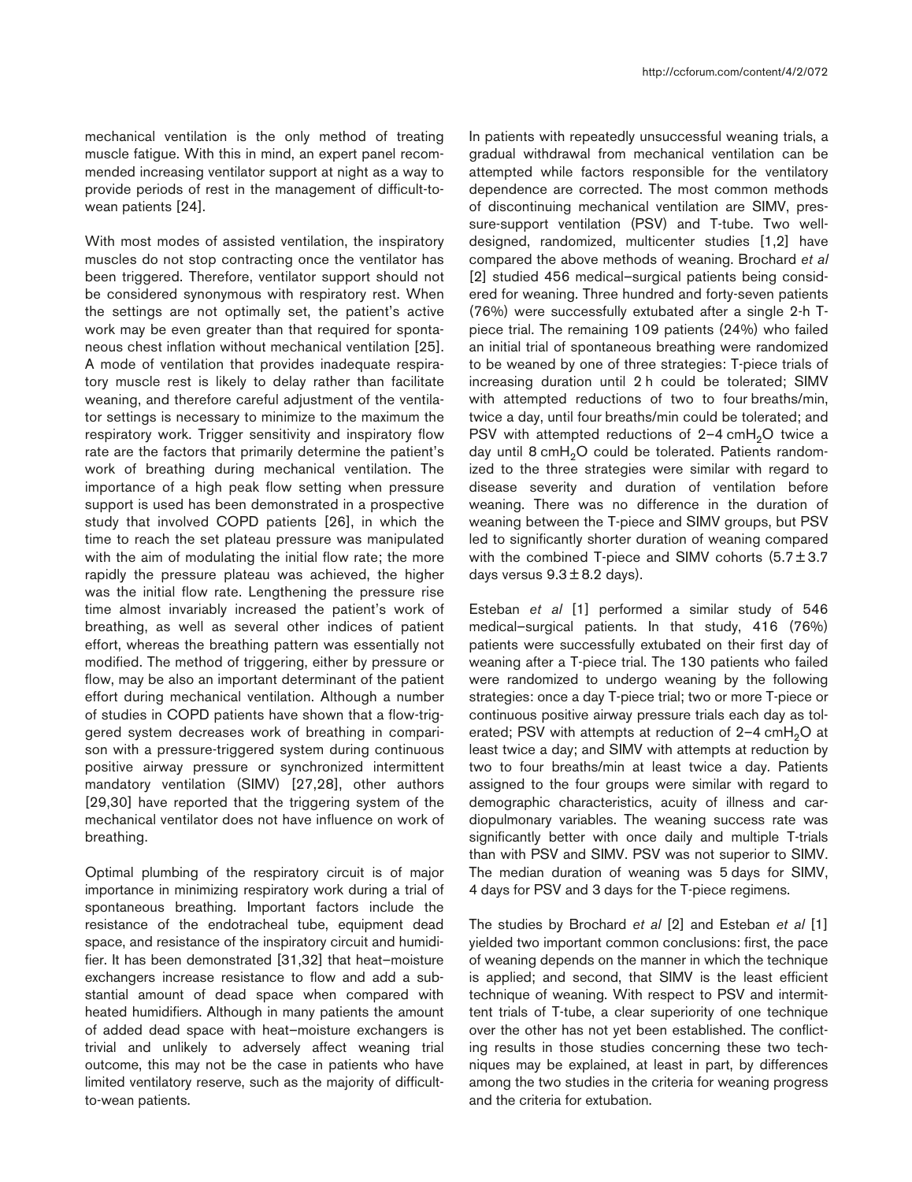mechanical ventilation is the only method of treating muscle fatigue. With this in mind, an expert panel recommended increasing ventilator support at night as a way to provide periods of rest in the management of difficult-to-wean patients [24].

With most modes of assisted ventilation, the inspiratory muscles do not stop contracting once the ventilator has been triggered. Therefore, ventilator support should not be considered synonymous with respiratory rest. When the settings are not optimally set, the patient's active work may be even greater than that required for spontaneous chest inflation without mechanical ventilation [25]. A mode of ventilation that provides inadequate respiratory muscle rest is likely to delay rather than facilitate weaning, and therefore careful adjustment of the ventilator settings is necessary to minimize to the maximum the respiratory work. Trigger sensitivity and inspiratory flow rate are the factors that primarily determine the patient's work of breathing during mechanical ventilation. The importance of a high peak flow setting when pressure support is used has been demonstrated in a prospective study that involved COPD patients [26], in which the time to reach the set plateau pressure was manipulated with the aim of modulating the initial flow rate; the more rapidly the pressure plateau was achieved, the higher was the initial flow rate. Lengthening the pressure rise time almost invariably increased the patient's work of breathing, as well as several other indices of patient effort, whereas the breathing pattern was essentially not modified. The method of triggering, either by pressure or flow, may be also an important determinant of the patient effort during mechanical ventilation. Although a number of studies in COPD patients have shown that a flow-triggered system decreases work of breathing in comparison with a pressure-triggered system during continuous positive airway pressure or synchronized intermittent mandatory ventilation (SIMV) [27,28], other authors [29,30] have reported that the triggering system of the mechanical ventilator does not have influence on work of breathing.

Optimal plumbing of the respiratory circuit is of major importance in minimizing respiratory work during a trial of spontaneous breathing. Important factors include the resistance of the endotracheal tube, equipment dead space, and resistance of the inspiratory circuit and humidifier. It has been demonstrated [31,32] that heat–moisture exchangers increase resistance to flow and add a substantial amount of dead space when compared with heated humidifiers. Although in many patients the amount of added dead space with heat–moisture exchangers is trivial and unlikely to adversely affect weaning trial outcome, this may not be the case in patients who have limited ventilatory reserve, such as the majority of difficult-to-wean patients.

In patients with repeatedly unsuccessful weaning trials, a gradual withdrawal from mechanical ventilation can be attempted while factors responsible for the ventilatory dependence are corrected. The most common methods of discontinuing mechanical ventilation are SIMV, pressure-support ventilation (PSV) and T-tube. Two well-designed, randomized, multicenter studies [1,2] have compared the above methods of weaning. Brochard *et al* [2] studied 456 medical–surgical patients being considered for weaning. Three hundred and forty-seven patients (76%) were successfully extubated after a single 2-h T-piece trial. The remaining 109 patients (24%) who failed an initial trial of spontaneous breathing were randomized to be weaned by one of three strategies: T-piece trials of increasing duration until 2 h could be tolerated; SIMV with attempted reductions of two to four breaths/min, twice a day, until four breaths/min could be tolerated; and PSV with attempted reductions of 2–4 $cmH_2O$ twice a day until 8 $cmH_2O$ could be tolerated. Patients randomized to the three strategies were similar with regard to disease severity and duration of ventilation before weaning. There was no difference in the duration of weaning between the T-piece and SIMV groups, but PSV led to significantly shorter duration of weaning compared with the combined T-piece and SIMV cohorts ($5.7 \pm 3.7$ days versus $9.3 \pm 8.2$ days).

Esteban *et al* [1] performed a similar study of 546 medical–surgical patients. In that study, 416 (76%) patients were successfully extubated on their first day of weaning after a T-piece trial. The 130 patients who failed were randomized to undergo weaning by the following strategies: once a day T-piece trial; two or more T-piece or continuous positive airway pressure trials each day as tolerated; PSV with attempts at reduction of 2–4 $cmH_2O$ at least twice a day; and SIMV with attempts at reduction by two to four breaths/min at least twice a day. Patients assigned to the four groups were similar with regard to demographic characteristics, acuity of illness and cardiopulmonary variables. The weaning success rate was significantly better with once daily and multiple T-trials than with PSV and SIMV. PSV was not superior to SIMV. The median duration of weaning was 5 days for SIMV, 4 days for PSV and 3 days for the T-piece regimens.

The studies by Brochard *et al* [2] and Esteban *et al* [1] yielded two important common conclusions: first, the pace of weaning depends on the manner in which the technique is applied; and second, that SIMV is the least efficient technique of weaning. With respect to PSV and intermittent trials of T-tube, a clear superiority of one technique over the other has not yet been established. The conflicting results in those studies concerning these two techniques may be explained, at least in part, by differences among the two studies in the criteria for weaning progress and the criteria for extubation.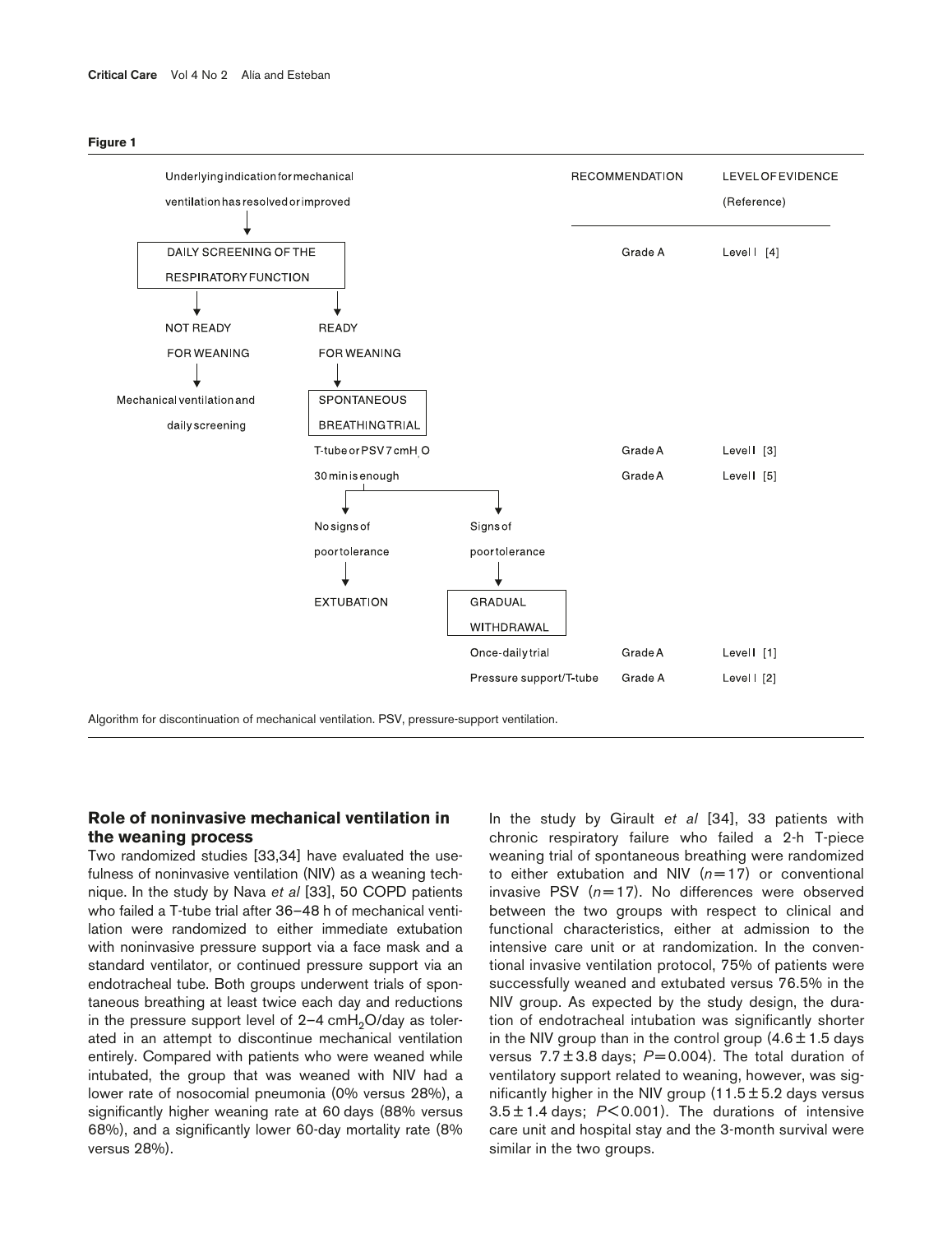**Figure 1**

Underlying indication for mechanical ventilation has resolved or improved

↓

DAILY SCREENING OF THE RESPIRATORY FUNCTION — Recommendation: Grade A; Level of evidence: Level I [4]

↓ NOT READY FOR WEANING → Mechanical ventilation and daily screening

↓ READY FOR WEANING → SPONTANEOUS BREATHING TRIAL

- T-tube or PSV 7 $cmH_2O$ — Grade A; Level I [3]
- 30 min is enough — Grade A; Level I [5]

↓ No signs of poor tolerance → EXTUBATION

↓ Signs of poor tolerance → GRADUAL WITHDRAWAL

- Once-daily trial — Grade A; Level I [1]
- Pressure support/T-tube — Grade A; Level I [2]

| | RECOMMENDATION | LEVEL OF EVIDENCE (Reference) |
|---|---|---|
| DAILY SCREENING OF THE RESPIRATORY FUNCTION | Grade A | Level I [4] |
| T-tube or PSV 7 $cmH_2O$ | Grade A | Level I [3] |
| 30 min is enough | Grade A | Level I [5] |
| Once-daily trial | Grade A | Level I [1] |
| Pressure support/T-tube | Grade A | Level I [2] |

Algorithm for discontinuation of mechanical ventilation. PSV, pressure-support ventilation.

## Role of noninvasive mechanical ventilation in the weaning process

Two randomized studies [33,34] have evaluated the usefulness of noninvasive ventilation (NIV) as a weaning technique. In the study by Nava *et al* [33], 50 COPD patients who failed a T-tube trial after 36–48 h of mechanical ventilation were randomized to either immediate extubation with noninvasive pressure support via a face mask and a standard ventilator, or continued pressure support via an endotracheal tube. Both groups underwent trials of spontaneous breathing at least twice each day and reductions in the pressure support level of 2–4 $cmH_2O$/day as tolerated in an attempt to discontinue mechanical ventilation entirely. Compared with patients who were weaned while intubated, the group that was weaned with NIV had a lower rate of nosocomial pneumonia (0% versus 28%), a significantly higher weaning rate at 60 days (88% versus 68%), and a significantly lower 60-day mortality rate (8% versus 28%).

In the study by Girault *et al* [34], 33 patients with chronic respiratory failure who failed a 2-h T-piece weaning trial of spontaneous breathing were randomized to either extubation and NIV ($n=17$) or conventional invasive PSV ($n=17$). No differences were observed between the two groups with respect to clinical and functional characteristics, either at admission to the intensive care unit or at randomization. In the conventional invasive ventilation protocol, 75% of patients were successfully weaned and extubated versus 76.5% in the NIV group. As expected by the study design, the duration of endotracheal intubation was significantly shorter in the NIV group than in the control group ($4.6 \pm 1.5$ days versus $7.7 \pm 3.8$ days; $P=0.004$). The total duration of ventilatory support related to weaning, however, was significantly higher in the NIV group ($11.5 \pm 5.2$ days versus $3.5 \pm 1.4$ days; $P<0.001$). The durations of intensive care unit and hospital stay and the 3-month survival were similar in the two groups.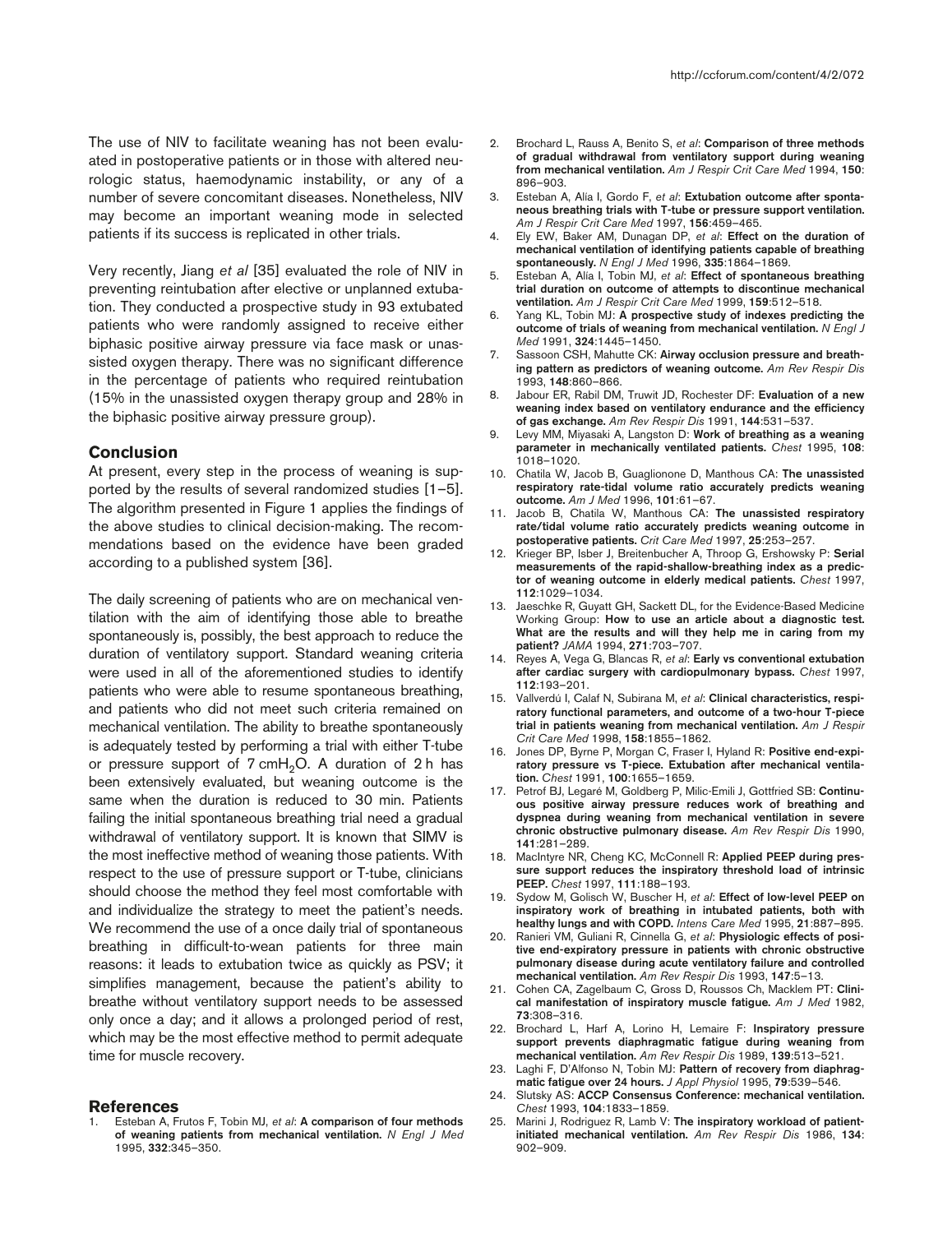The use of NIV to facilitate weaning has not been evaluated in postoperative patients or in those with altered neurologic status, haemodynamic instability, or any of a number of severe concomitant diseases. Nonetheless, NIV may become an important weaning mode in selected patients if its success is replicated in other trials.

Very recently, Jiang *et al* [35] evaluated the role of NIV in preventing reintubation after elective or unplanned extubation. They conducted a prospective study in 93 extubated patients who were randomly assigned to receive either biphasic positive airway pressure via face mask or unassisted oxygen therapy. There was no significant difference in the percentage of patients who required reintubation (15% in the unassisted oxygen therapy group and 28% in the biphasic positive airway pressure group).

## Conclusion

At present, every step in the process of weaning is supported by the results of several randomized studies [1–5]. The algorithm presented in Figure 1 applies the findings of the above studies to clinical decision-making. The recommendations based on the evidence have been graded according to a published system [36].

The daily screening of patients who are on mechanical ventilation with the aim of identifying those able to breathe spontaneously is, possibly, the best approach to reduce the duration of ventilatory support. Standard weaning criteria were used in all of the aforementioned studies to identify patients who were able to resume spontaneous breathing, and patients who did not meet such criteria remained on mechanical ventilation. The ability to breathe spontaneously is adequately tested by performing a trial with either T-tube or pressure support of 7 $cmH_2O$. A duration of 2 h has been extensively evaluated, but weaning outcome is the same when the duration is reduced to 30 min. Patients failing the initial spontaneous breathing trial need a gradual withdrawal of ventilatory support. It is known that SIMV is the most ineffective method of weaning those patients. With respect to the use of pressure support or T-tube, clinicians should choose the method they feel most comfortable with and individualize the strategy to meet the patient's needs. We recommend the use of a once daily trial of spontaneous breathing in difficult-to-wean patients for three main reasons: it leads to extubation twice as quickly as PSV; it simplifies management, because the patient's ability to breathe without ventilatory support needs to be assessed only once a day; and it allows a prolonged period of rest, which may be the most effective method to permit adequate time for muscle recovery.

## References

1. Esteban A, Frutos F, Tobin MJ, *et al*: **A comparison of four methods of weaning patients from mechanical ventilation.** *N Engl J Med* 1995, **332**:345–350.
2. Brochard L, Rauss A, Benito S, *et al*: **Comparison of three methods of gradual withdrawal from ventilatory support during weaning from mechanical ventilation.** *Am J Respir Crit Care Med* 1994, **150**: 896–903.
3. Esteban A, Alía I, Gordo F, *et al*: **Extubation outcome after spontaneous breathing trials with T-tube or pressure support ventilation.** *Am J Respir Crit Care Med* 1997, **156**:459–465.
4. Ely EW, Baker AM, Dunagan DP, *et al*: **Effect on the duration of mechanical ventilation of identifying patients capable of breathing spontaneously.** *N Engl J Med* 1996, **335**:1864–1869.
5. Esteban A, Alía I, Tobin MJ, *et al*: **Effect of spontaneous breathing trial duration on outcome of attempts to discontinue mechanical ventilation.** *Am J Respir Crit Care Med* 1999, **159**:512–518.
6. Yang KL, Tobin MJ: **A prospective study of indexes predicting the outcome of trials of weaning from mechanical ventilation.** *N Engl J Med* 1991, **324**:1445–1450.
7. Sassoon CSH, Mahutte CK: **Airway occlusion pressure and breathing pattern as predictors of weaning outcome.** *Am Rev Respir Dis* 1993, **148**:860–866.
8. Jabour ER, Rabil DM, Truwit JD, Rochester DF: **Evaluation of a new weaning index based on ventilatory endurance and the efficiency of gas exchange.** *Am Rev Respir Dis* 1991, **144**:531–537.
9. Levy MM, Miyasaki A, Langston D: **Work of breathing as a weaning parameter in mechanically ventilated patients.** *Chest* 1995, **108**: 1018–1020.
10. Chatila W, Jacob B, Guaglionone D, Manthous CA: **The unassisted respiratory rate-tidal volume ratio accurately predicts weaning outcome.** *Am J Med* 1996, **101**:61–67.
11. Jacob B, Chatila W, Manthous CA: **The unassisted respiratory rate/tidal volume ratio accurately predicts weaning outcome in postoperative patients.** *Crit Care Med* 1997, **25**:253–257.
12. Krieger BP, Isber J, Breitenbucher A, Throop G, Ershowsky P: **Serial measurements of the rapid-shallow-breathing index as a predictor of weaning outcome in elderly medical patients.** *Chest* 1997, **112**:1029–1034.
13. Jaeschke R, Guyatt GH, Sackett DL, for the Evidence-Based Medicine Working Group: **How to use an article about a diagnostic test. What are the results and will they help me in caring from my patient?** *JAMA* 1994, **271**:703–707.
14. Reyes A, Vega G, Blancas R, *et al*: **Early vs conventional extubation after cardiac surgery with cardiopulmonary bypass.** *Chest* 1997, **112**:193–201.
15. Vallverdú I, Calaf N, Subirana M, *et al*: **Clinical characteristics, respiratory functional parameters, and outcome of a two-hour T-piece trial in patients weaning from mechanical ventilation.** *Am J Respir Crit Care Med* 1998, **158**:1855–1862.
16. Jones DP, Byrne P, Morgan C, Fraser I, Hyland R: **Positive end-expiratory pressure vs T-piece. Extubation after mechanical ventilation.** *Chest* 1991, **100**:1655–1659.
17. Petrof BJ, Legaré M, Goldberg P, Milic-Emili J, Gottfried SB: **Continuous positive airway pressure reduces work of breathing and dyspnea during weaning from mechanical ventilation in severe chronic obstructive pulmonary disease.** *Am Rev Respir Dis* 1990, **141**:281–289.
18. MacIntyre NR, Cheng KC, McConnell R: **Applied PEEP during pressure support reduces the inspiratory threshold load of intrinsic PEEP.** *Chest* 1997, **111**:188–193.
19. Sydow M, Golisch W, Buscher H, *et al*: **Effect of low-level PEEP on inspiratory work of breathing in intubated patients, both with healthy lungs and with COPD.** *Intens Care Med* 1995, **21**:887–895.
20. Ranieri VM, Guliani R, Cinnella G, *et al*: **Physiologic effects of positive end-expiratory pressure in patients with chronic obstructive pulmonary disease during acute ventilatory failure and controlled mechanical ventilation.** *Am Rev Respir Dis* 1993, **147**:5–13.
21. Cohen CA, Zagelbaum C, Gross D, Roussos Ch, Macklem PT: **Clinical manifestation of inspiratory muscle fatigue.** *Am J Med* 1982, **73**:308–316.
22. Brochard L, Harf A, Lorino H, Lemaire F: **Inspiratory pressure support prevents diaphragmatic fatigue during weaning from mechanical ventilation.** *Am Rev Respir Dis* 1989, **139**:513–521.
23. Laghi F, D'Alfonso N, Tobin MJ: **Pattern of recovery from diaphragmatic fatigue over 24 hours.** *J Appl Physiol* 1995, **79**:539–546.
24. Slutsky AS: **ACCP Consensus Conference: mechanical ventilation.** *Chest* 1993, **104**:1833–1859.
25. Marini J, Rodriguez R, Lamb V: **The inspiratory workload of patient-initiated mechanical ventilation.** *Am Rev Respir Dis* 1986, **134**: 902–909.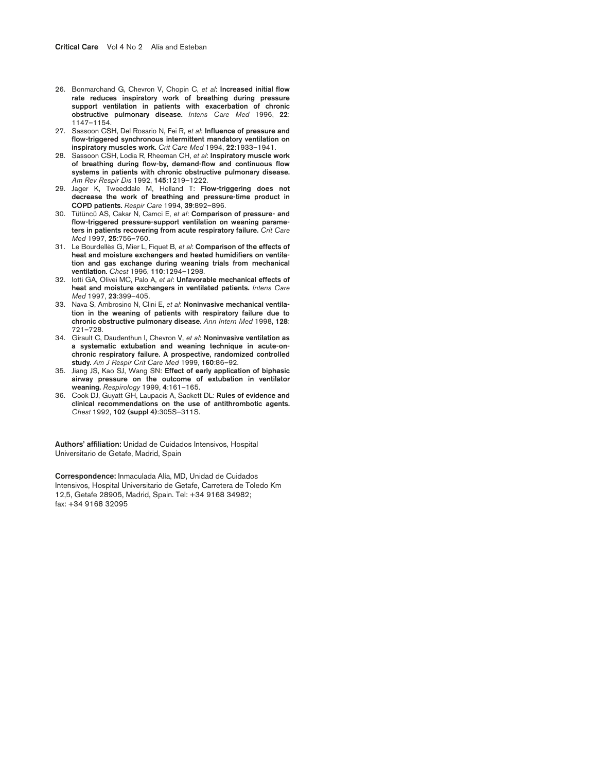26. Bonmarchand G, Chevron V, Chopin C, *et al*: **Increased initial flow rate reduces inspiratory work of breathing during pressure support ventilation in patients with exacerbation of chronic obstructive pulmonary disease.** *Intens Care Med* 1996, **22**: 1147–1154.
27. Sassoon CSH, Del Rosario N, Fei R, *et al*: **Influence of pressure and flow-triggered synchronous intermittent mandatory ventilation on inspiratory muscles work.** *Crit Care Med* 1994, **22**:1933–1941.
28. Sassoon CSH, Lodia R, Rheeman CH, *et al*: **Inspiratory muscle work of breathing during flow-by, demand-flow and continuous flow systems in patients with chronic obstructive pulmonary disease.** *Am Rev Respir Dis* 1992, **145**:1219–1222.
29. Jager K, Tweeddale M, Holland T: **Flow-triggering does not decrease the work of breathing and pressure-time product in COPD patients.** *Respir Care* 1994, **39**:892–896.
30. Tütüncü AS, Cakar N, Camci E, *et al*: **Comparison of pressure- and flow-triggered pressure-support ventilation on weaning parameters in patients recovering from acute respiratory failure.** *Crit Care Med* 1997, **25**:756–760.
31. Le Bourdellès G, Mier L, Fiquet B, *et al*: **Comparison of the effects of heat and moisture exchangers and heated humidifiers on ventilation and gas exchange during weaning trials from mechanical ventilation.** *Chest* 1996, **110**:1294–1298.
32. Iotti GA, Olivei MC, Palo A, *et al*: **Unfavorable mechanical effects of heat and moisture exchangers in ventilated patients.** *Intens Care Med* 1997, **23**:399–405.
33. Nava S, Ambrosino N, Clini E, *et al*: **Noninvasive mechanical ventilation in the weaning of patients with respiratory failure due to chronic obstructive pulmonary disease.** *Ann Intern Med* 1998, **128**: 721–728.
34. Girault C, Daudenthun I, Chevron V, *et al*: **Noninvasive ventilation as a systematic extubation and weaning technique in acute-on-chronic respiratory failure. A prospective, randomized controlled study.** *Am J Respir Crit Care Med* 1999, **160**:86–92.
35. Jiang JS, Kao SJ, Wang SN: **Effect of early application of biphasic airway pressure on the outcome of extubation in ventilator weaning.** *Respirology* 1999, **4**:161–165.
36. Cook DJ, Guyatt GH, Laupacis A, Sackett DL: **Rules of evidence and clinical recommendations on the use of antithrombotic agents.** *Chest* 1992, **102 (suppl 4)**:305S–311S.

**Authors' affiliation:** Unidad de Cuidados Intensivos, Hospital Universitario de Getafe, Madrid, Spain

**Correspondence:** Inmaculada Alía, MD, Unidad de Cuidados Intensivos, Hospital Universitario de Getafe, Carretera de Toledo Km 12,5, Getafe 28905, Madrid, Spain. Tel: +34 9168 34982; fax: +34 9168 32095